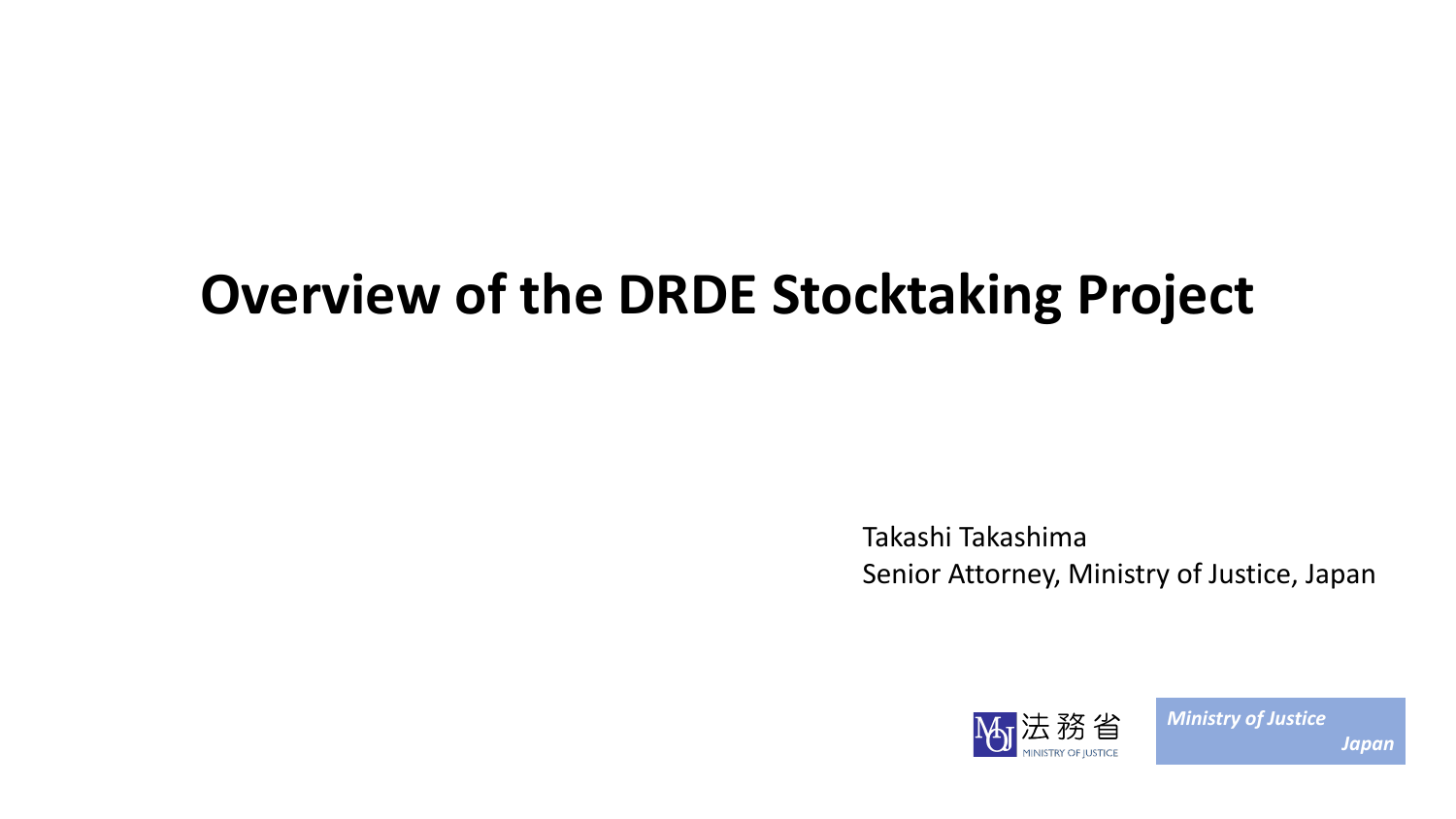# Overview of the DRDE Stocktaking Project

Takashi Takashima
Senior Attorney, Ministry of Justice, Japan

法務省
MINISTRY OF JUSTICE

*Ministry of Justice*
*Japan*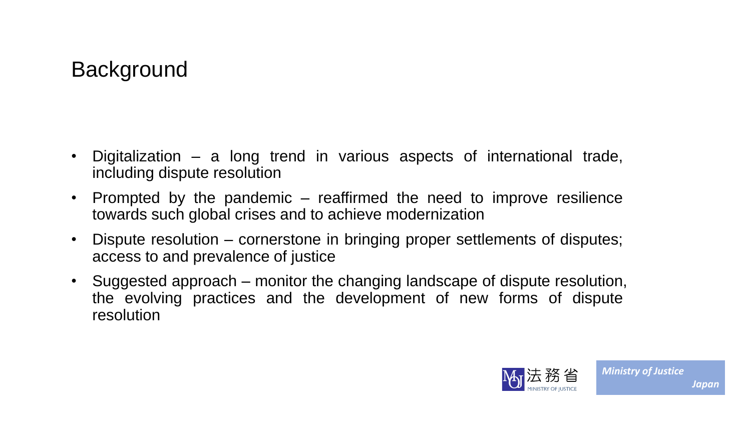# Background

- Digitalization – a long trend in various aspects of international trade, including dispute resolution
- Prompted by the pandemic – reaffirmed the need to improve resilience towards such global crises and to achieve modernization
- Dispute resolution – cornerstone in bringing proper settlements of disputes; access to and prevalence of justice
- Suggested approach – monitor the changing landscape of dispute resolution, the evolving practices and the development of new forms of dispute resolution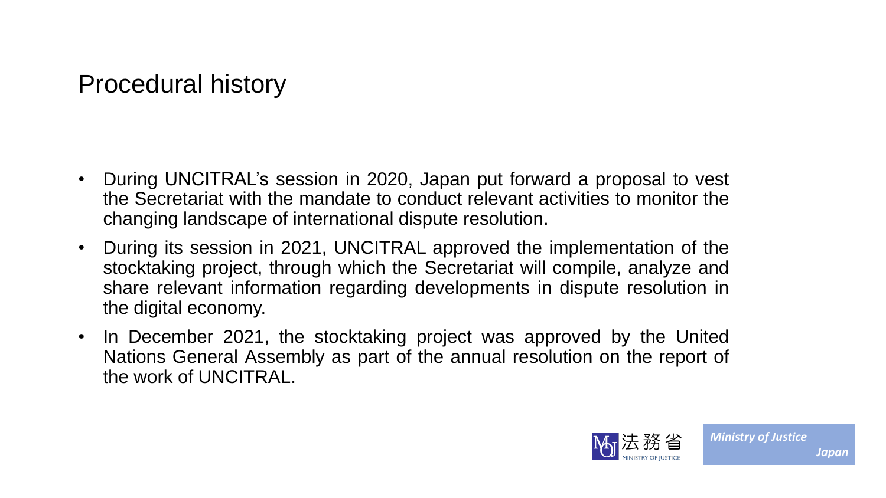# Procedural history

- During UNCITRAL's session in 2020, Japan put forward a proposal to vest the Secretariat with the mandate to conduct relevant activities to monitor the changing landscape of international dispute resolution.
- During its session in 2021, UNCITRAL approved the implementation of the stocktaking project, through which the Secretariat will compile, analyze and share relevant information regarding developments in dispute resolution in the digital economy.
- In December 2021, the stocktaking project was approved by the United Nations General Assembly as part of the annual resolution on the report of the work of UNCITRAL.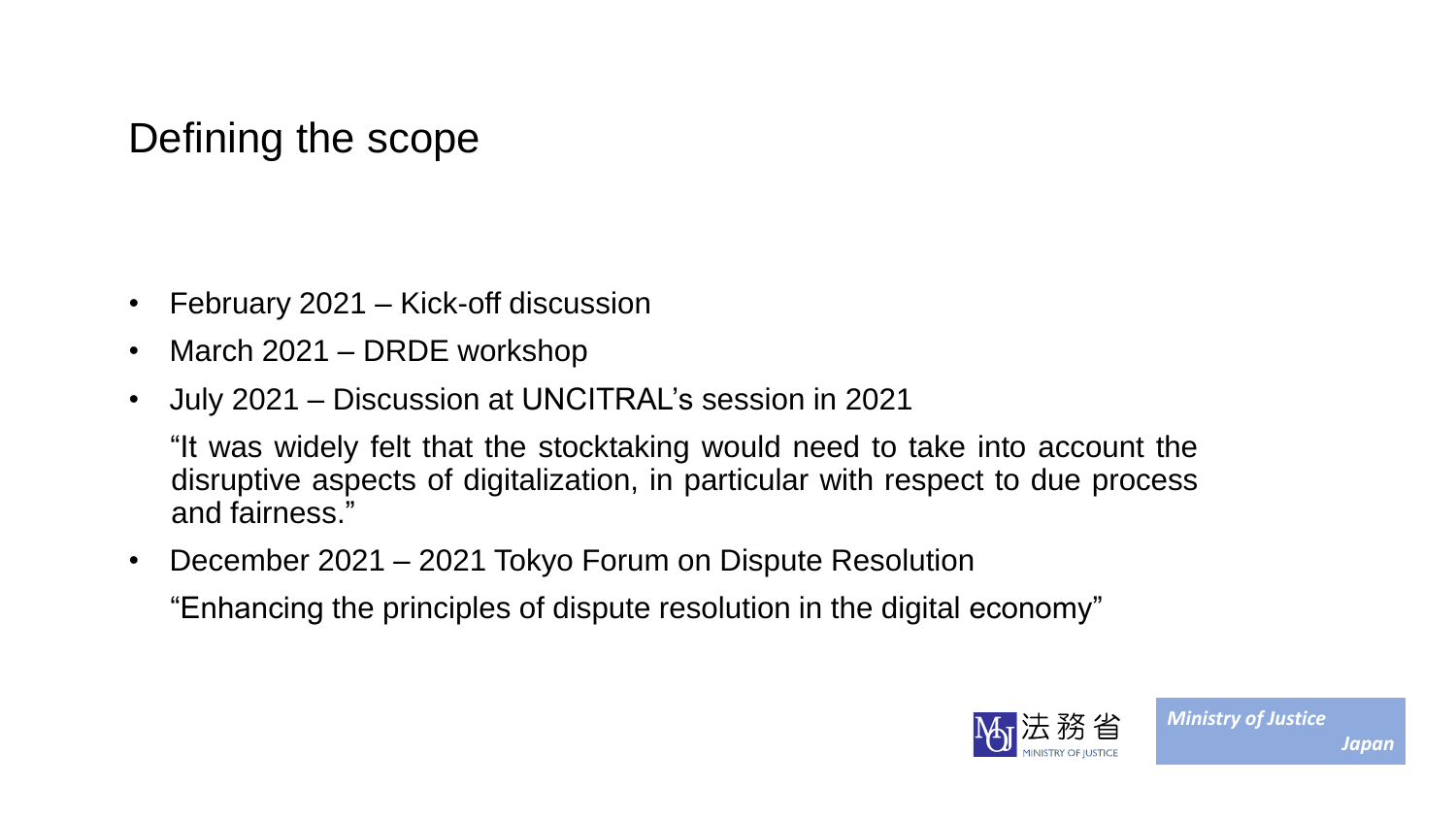# Defining the scope

- February 2021 – Kick-off discussion
- March 2021 – DRDE workshop
- July 2021 – Discussion at UNCITRAL's session in 2021

  "It was widely felt that the stocktaking would need to take into account the disruptive aspects of digitalization, in particular with respect to due process and fairness."

- December 2021 – 2021 Tokyo Forum on Dispute Resolution

  "Enhancing the principles of dispute resolution in the digital economy"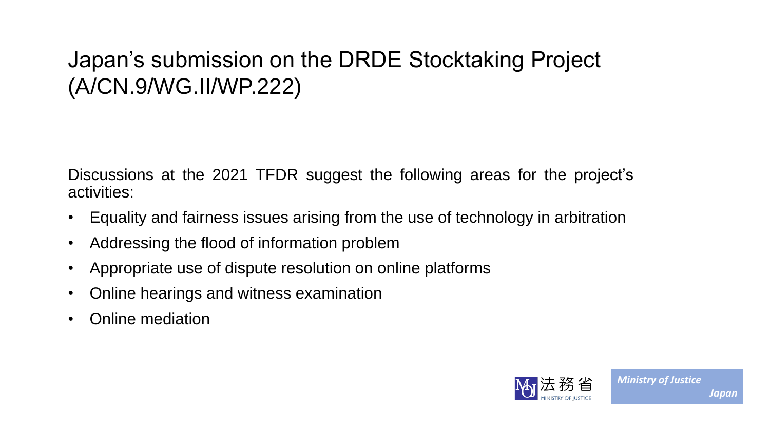# Japan’s submission on the DRDE Stocktaking Project (A/CN.9/WG.II/WP.222)

Discussions at the 2021 TFDR suggest the following areas for the project’s activities:

- Equality and fairness issues arising from the use of technology in arbitration
- Addressing the flood of information problem
- Appropriate use of dispute resolution on online platforms
- Online hearings and witness examination
- Online mediation